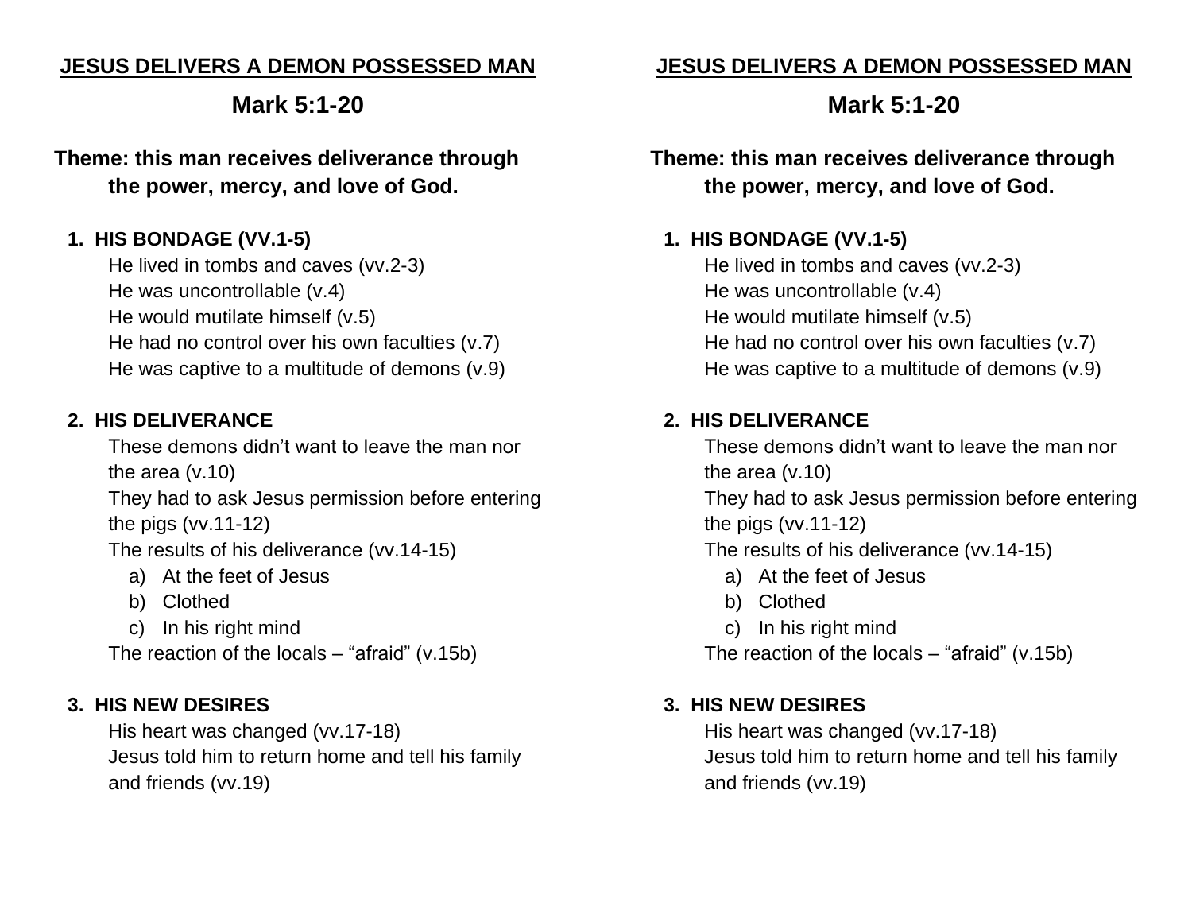**JESUS DELIVERS A DEMON POSSESSED MAN**

## Mark 5:1-20

**Theme: this man receives deliverance through the power, mercy, and love of God.**

1. **HIS BONDAGE (VV.1-5)**

   He lived in tombs and caves (vv.2-3)
   He was uncontrollable (v.4)
   He would mutilate himself (v.5)
   He had no control over his own faculties (v.7)
   He was captive to a multitude of demons (v.9)

2. **HIS DELIVERANCE**

   These demons didn't want to leave the man nor the area (v.10)
   They had to ask Jesus permission before entering the pigs (vv.11-12)
   The results of his deliverance (vv.14-15)

   a) At the feet of Jesus
   b) Clothed
   c) In his right mind

   The reaction of the locals – "afraid" (v.15b)

3. **HIS NEW DESIRES**

   His heart was changed (vv.17-18)
   Jesus told him to return home and tell his family and friends (vv.19)

**JESUS DELIVERS A DEMON POSSESSED MAN**

## Mark 5:1-20

**Theme: this man receives deliverance through the power, mercy, and love of God.**

1. **HIS BONDAGE (VV.1-5)**

   He lived in tombs and caves (vv.2-3)
   He was uncontrollable (v.4)
   He would mutilate himself (v.5)
   He had no control over his own faculties (v.7)
   He was captive to a multitude of demons (v.9)

2. **HIS DELIVERANCE**

   These demons didn't want to leave the man nor the area (v.10)
   They had to ask Jesus permission before entering the pigs (vv.11-12)
   The results of his deliverance (vv.14-15)

   a) At the feet of Jesus
   b) Clothed
   c) In his right mind

   The reaction of the locals – "afraid" (v.15b)

3. **HIS NEW DESIRES**

   His heart was changed (vv.17-18)
   Jesus told him to return home and tell his family and friends (vv.19)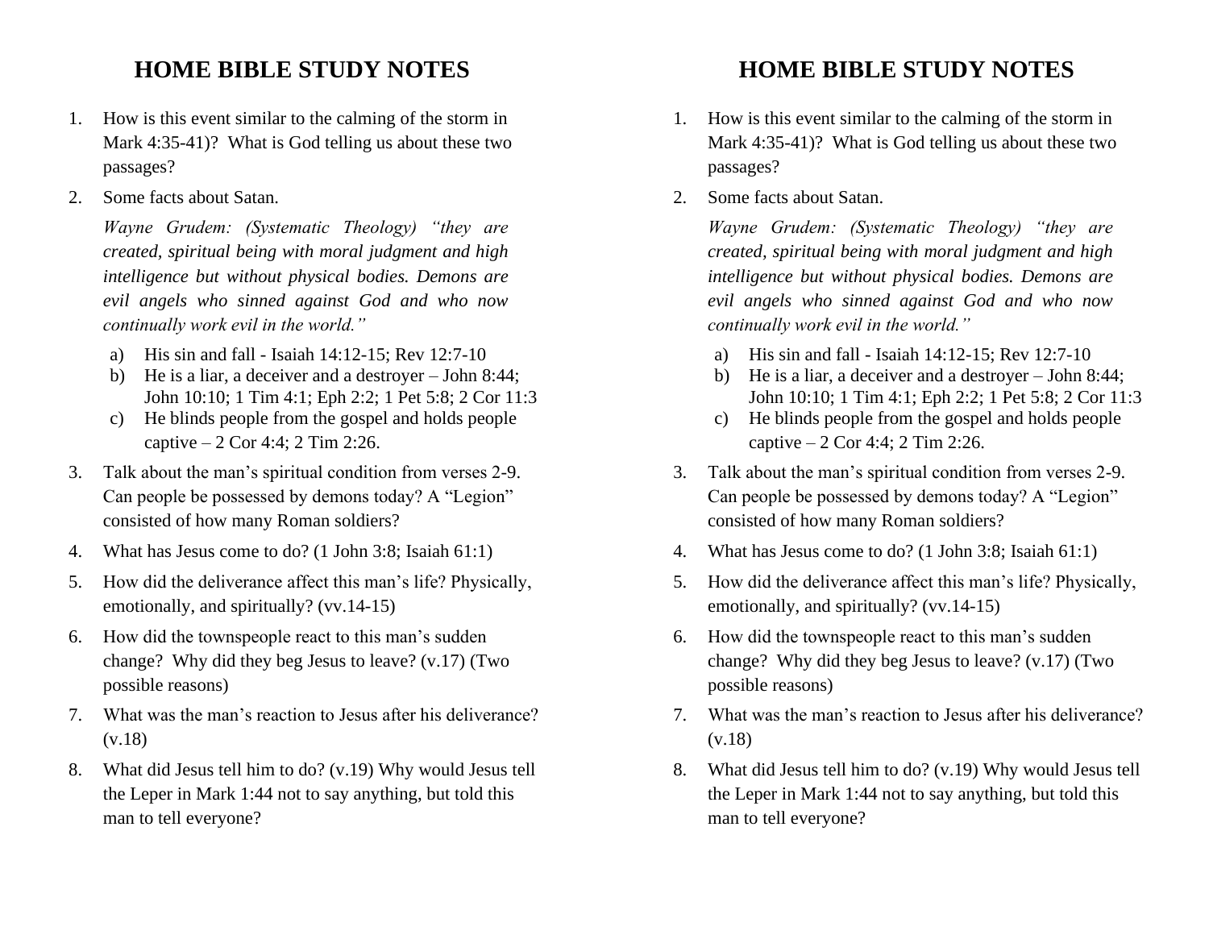# HOME BIBLE STUDY NOTES

1. How is this event similar to the calming of the storm in Mark 4:35-41)? What is God telling us about these two passages?

2. Some facts about Satan.

   *Wayne Grudem: (Systematic Theology) "they are created, spiritual being with moral judgment and high intelligence but without physical bodies. Demons are evil angels who sinned against God and who now continually work evil in the world."*

   a) His sin and fall - Isaiah 14:12-15; Rev 12:7-10
   b) He is a liar, a deceiver and a destroyer – John 8:44; John 10:10; 1 Tim 4:1; Eph 2:2; 1 Pet 5:8; 2 Cor 11:3
   c) He blinds people from the gospel and holds people captive – 2 Cor 4:4; 2 Tim 2:26.

3. Talk about the man's spiritual condition from verses 2-9. Can people be possessed by demons today? A "Legion" consisted of how many Roman soldiers?

4. What has Jesus come to do? (1 John 3:8; Isaiah 61:1)

5. How did the deliverance affect this man's life? Physically, emotionally, and spiritually? (vv.14-15)

6. How did the townspeople react to this man's sudden change? Why did they beg Jesus to leave? (v.17) (Two possible reasons)

7. What was the man's reaction to Jesus after his deliverance? (v.18)

8. What did Jesus tell him to do? (v.19) Why would Jesus tell the Leper in Mark 1:44 not to say anything, but told this man to tell everyone?

# HOME BIBLE STUDY NOTES

1. How is this event similar to the calming of the storm in Mark 4:35-41)? What is God telling us about these two passages?

2. Some facts about Satan.

   *Wayne Grudem: (Systematic Theology) "they are created, spiritual being with moral judgment and high intelligence but without physical bodies. Demons are evil angels who sinned against God and who now continually work evil in the world."*

   a) His sin and fall - Isaiah 14:12-15; Rev 12:7-10
   b) He is a liar, a deceiver and a destroyer – John 8:44; John 10:10; 1 Tim 4:1; Eph 2:2; 1 Pet 5:8; 2 Cor 11:3
   c) He blinds people from the gospel and holds people captive – 2 Cor 4:4; 2 Tim 2:26.

3. Talk about the man's spiritual condition from verses 2-9. Can people be possessed by demons today? A "Legion" consisted of how many Roman soldiers?

4. What has Jesus come to do? (1 John 3:8; Isaiah 61:1)

5. How did the deliverance affect this man's life? Physically, emotionally, and spiritually? (vv.14-15)

6. How did the townspeople react to this man's sudden change? Why did they beg Jesus to leave? (v.17) (Two possible reasons)

7. What was the man's reaction to Jesus after his deliverance? (v.18)

8. What did Jesus tell him to do? (v.19) Why would Jesus tell the Leper in Mark 1:44 not to say anything, but told this man to tell everyone?